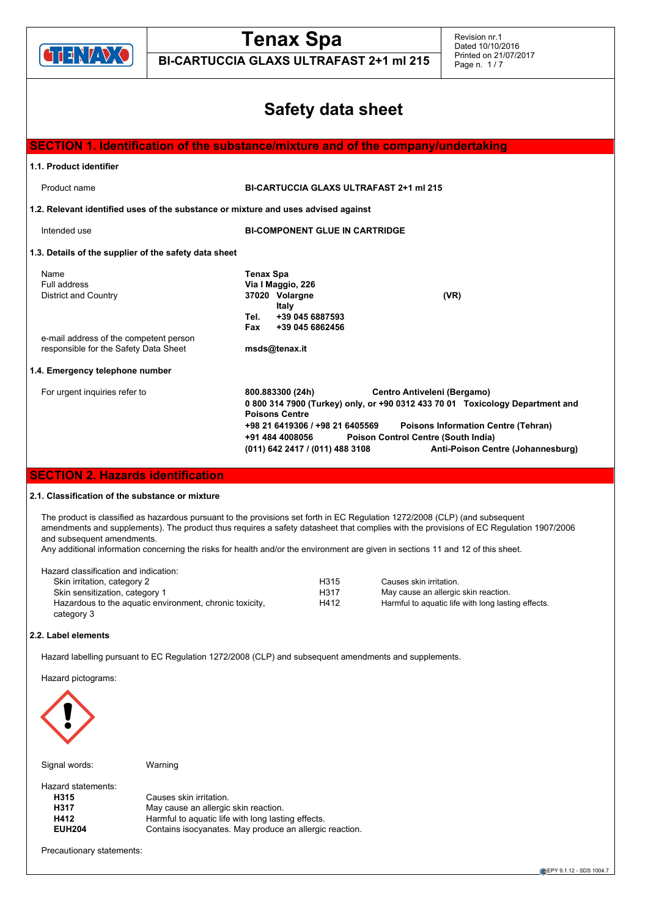# Safety data sheet

## SECTION 1. Identification of the substance/mixture and of the company/undertaking

### 1.1. Product identifier

| | |
|---|---|
| Product name | **BI-CARTUCCIA GLAXS ULTRAFAST 2+1 ml 215** |

### 1.2. Relevant identified uses of the substance or mixture and uses advised against

| | |
|---|---|
| Intended use | **BI-COMPONENT GLUE IN CARTRIDGE** |

### 1.3. Details of the supplier of the safety data sheet

| | |
|---|---|
| Name | **Tenax Spa** |
| Full address | **Via I Maggio, 226** |
| District and Country | **37020 Volargne (VR)** |
| | **Italy** |
| | **Tel. +39 045 6887593** |
| | **Fax +39 045 6862456** |
| e-mail address of the competent person responsible for the Safety Data Sheet | **msds@tenax.it** |

### 1.4. Emergency telephone number

For urgent inquiries refer to

**800.883300 (24h)** **Centro Antiveleni (Bergamo)**
**0 800 314 7900 (Turkey) only, or +90 0312 433 70 01 Toxicology Department and Poisons Centre**
**+98 21 6419306 / +98 21 6405569** **Poisons Information Centre (Tehran)**
**+91 484 4008056** **Poison Control Centre (South India)**
**(011) 642 2417 / (011) 488 3108** **Anti-Poison Centre (Johannesburg)**

## SECTION 2. Hazards identification

### 2.1. Classification of the substance or mixture

The product is classified as hazardous pursuant to the provisions set forth in EC Regulation 1272/2008 (CLP) (and subsequent amendments and supplements). The product thus requires a safety datasheet that complies with the provisions of EC Regulation 1907/2006 and subsequent amendments.
Any additional information concerning the risks for health and/or the environment are given in sections 11 and 12 of this sheet.

Hazard classification and indication:

| | | |
|---|---|---|
| Skin irritation, category 2 | H315 | Causes skin irritation. |
| Skin sensitization, category 1 | H317 | May cause an allergic skin reaction. |
| Hazardous to the aquatic environment, chronic toxicity, category 3 | H412 | Harmful to aquatic life with long lasting effects. |

### 2.2. Label elements

Hazard labelling pursuant to EC Regulation 1272/2008 (CLP) and subsequent amendments and supplements.

Hazard pictograms:

Signal words: Warning

Hazard statements:

| | |
|---|---|
| **H315** | Causes skin irritation. |
| **H317** | May cause an allergic skin reaction. |
| **H412** | Harmful to aquatic life with long lasting effects. |
| **EUH204** | Contains isocyanates. May produce an allergic reaction. |

Precautionary statements: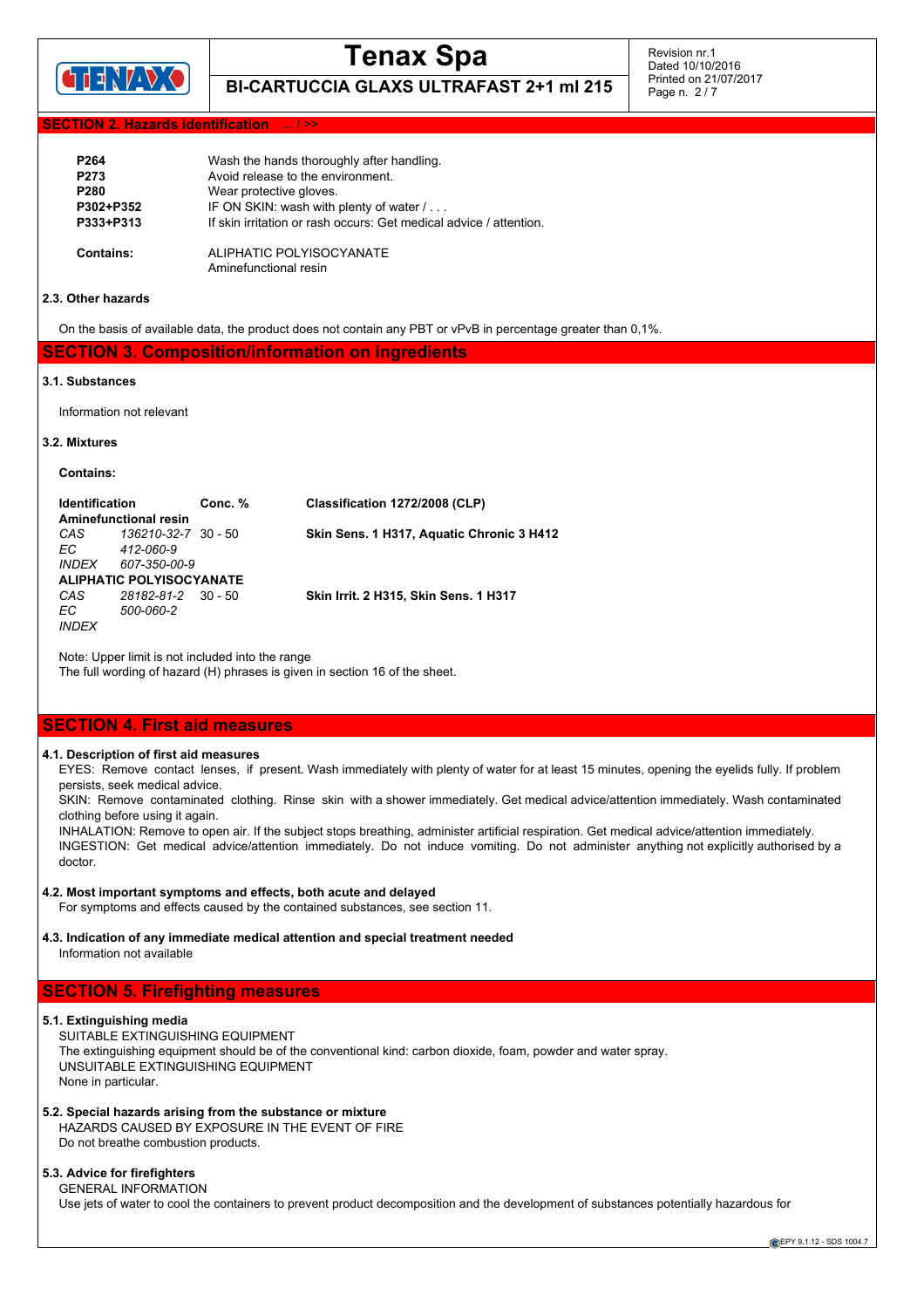## SECTION 2. Hazards identification ... / >>

| | |
|---|---|
| **P264** | Wash the hands thoroughly after handling. |
| **P273** | Avoid release to the environment. |
| **P280** | Wear protective gloves. |
| **P302+P352** | IF ON SKIN: wash with plenty of water / . . . |
| **P333+P313** | If skin irritation or rash occurs: Get medical advice / attention. |

**Contains:** ALIPHATIC POLYISOCYANATE
Aminefunctional resin

### 2.3. Other hazards

On the basis of available data, the product does not contain any PBT or vPvB in percentage greater than 0,1%.

## SECTION 3. Composition/information on ingredients

### 3.1. Substances

Information not relevant

### 3.2. Mixtures

**Contains:**

| Identification | | Conc. % | Classification 1272/2008 (CLP) |
|---|---|---|---|
| **Aminefunctional resin** | | | |
| *CAS* | *136210-32-7* | 30 - 50 | **Skin Sens. 1 H317, Aquatic Chronic 3 H412** |
| *EC* | *412-060-9* | | |
| *INDEX* | *607-350-00-9* | | |
| **ALIPHATIC POLYISOCYANATE** | | | |
| *CAS* | *28182-81-2* | 30 - 50 | **Skin Irrit. 2 H315, Skin Sens. 1 H317** |
| *EC* | *500-060-2* | | |
| *INDEX* | | | |

Note: Upper limit is not included into the range
The full wording of hazard (H) phrases is given in section 16 of the sheet.

## SECTION 4. First aid measures

### 4.1. Description of first aid measures

EYES: Remove contact lenses, if present. Wash immediately with plenty of water for at least 15 minutes, opening the eyelids fully. If problem persists, seek medical advice.
SKIN: Remove contaminated clothing. Rinse skin with a shower immediately. Get medical advice/attention immediately. Wash contaminated clothing before using it again.
INHALATION: Remove to open air. If the subject stops breathing, administer artificial respiration. Get medical advice/attention immediately.
INGESTION: Get medical advice/attention immediately. Do not induce vomiting. Do not administer anything not explicitly authorised by a doctor.

### 4.2. Most important symptoms and effects, both acute and delayed

For symptoms and effects caused by the contained substances, see section 11.

### 4.3. Indication of any immediate medical attention and special treatment needed

Information not available

## SECTION 5. Firefighting measures

### 5.1. Extinguishing media

SUITABLE EXTINGUISHING EQUIPMENT
The extinguishing equipment should be of the conventional kind: carbon dioxide, foam, powder and water spray.
UNSUITABLE EXTINGUISHING EQUIPMENT
None in particular.

### 5.2. Special hazards arising from the substance or mixture

HAZARDS CAUSED BY EXPOSURE IN THE EVENT OF FIRE
Do not breathe combustion products.

### 5.3. Advice for firefighters

GENERAL INFORMATION
Use jets of water to cool the containers to prevent product decomposition and the development of substances potentially hazardous for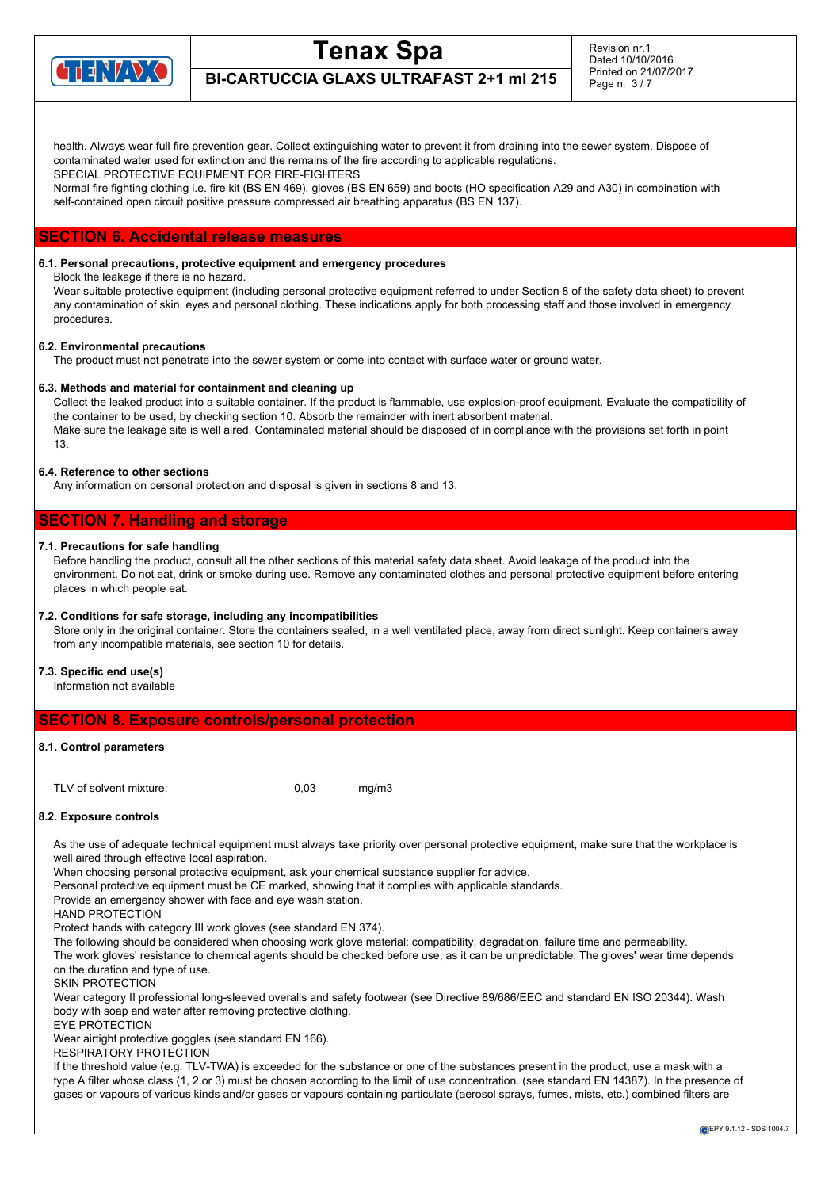health. Always wear full fire prevention gear. Collect extinguishing water to prevent it from draining into the sewer system. Dispose of contaminated water used for extinction and the remains of the fire according to applicable regulations.
SPECIAL PROTECTIVE EQUIPMENT FOR FIRE-FIGHTERS
Normal fire fighting clothing i.e. fire kit (BS EN 469), gloves (BS EN 659) and boots (HO specification A29 and A30) in combination with self-contained open circuit positive pressure compressed air breathing apparatus (BS EN 137).

## SECTION 6. Accidental release measures

### 6.1. Personal precautions, protective equipment and emergency procedures

Block the leakage if there is no hazard.
Wear suitable protective equipment (including personal protective equipment referred to under Section 8 of the safety data sheet) to prevent any contamination of skin, eyes and personal clothing. These indications apply for both processing staff and those involved in emergency procedures.

### 6.2. Environmental precautions

The product must not penetrate into the sewer system or come into contact with surface water or ground water.

### 6.3. Methods and material for containment and cleaning up

Collect the leaked product into a suitable container. If the product is flammable, use explosion-proof equipment. Evaluate the compatibility of the container to be used, by checking section 10. Absorb the remainder with inert absorbent material.
Make sure the leakage site is well aired. Contaminated material should be disposed of in compliance with the provisions set forth in point 13.

### 6.4. Reference to other sections

Any information on personal protection and disposal is given in sections 8 and 13.

## SECTION 7. Handling and storage

### 7.1. Precautions for safe handling

Before handling the product, consult all the other sections of this material safety data sheet. Avoid leakage of the product into the environment. Do not eat, drink or smoke during use. Remove any contaminated clothes and personal protective equipment before entering places in which people eat.

### 7.2. Conditions for safe storage, including any incompatibilities

Store only in the original container. Store the containers sealed, in a well ventilated place, away from direct sunlight. Keep containers away from any incompatible materials, see section 10 for details.

### 7.3. Specific end use(s)

Information not available

## SECTION 8. Exposure controls/personal protection

### 8.1. Control parameters

TLV of solvent mixture: 0,03 mg/m3

### 8.2. Exposure controls

As the use of adequate technical equipment must always take priority over personal protective equipment, make sure that the workplace is well aired through effective local aspiration.
When choosing personal protective equipment, ask your chemical substance supplier for advice.
Personal protective equipment must be CE marked, showing that it complies with applicable standards.
Provide an emergency shower with face and eye wash station.
HAND PROTECTION
Protect hands with category III work gloves (see standard EN 374).
The following should be considered when choosing work glove material: compatibility, degradation, failure time and permeability.
The work gloves' resistance to chemical agents should be checked before use, as it can be unpredictable. The gloves' wear time depends on the duration and type of use.
SKIN PROTECTION
Wear category II professional long-sleeved overalls and safety footwear (see Directive 89/686/EEC and standard EN ISO 20344). Wash body with soap and water after removing protective clothing.
EYE PROTECTION
Wear airtight protective goggles (see standard EN 166).
RESPIRATORY PROTECTION
If the threshold value (e.g. TLV-TWA) is exceeded for the substance or one of the substances present in the product, use a mask with a type A filter whose class (1, 2 or 3) must be chosen according to the limit of use concentration. (see standard EN 14387). In the presence of gases or vapours of various kinds and/or gases or vapours containing particulate (aerosol sprays, fumes, mists, etc.) combined filters are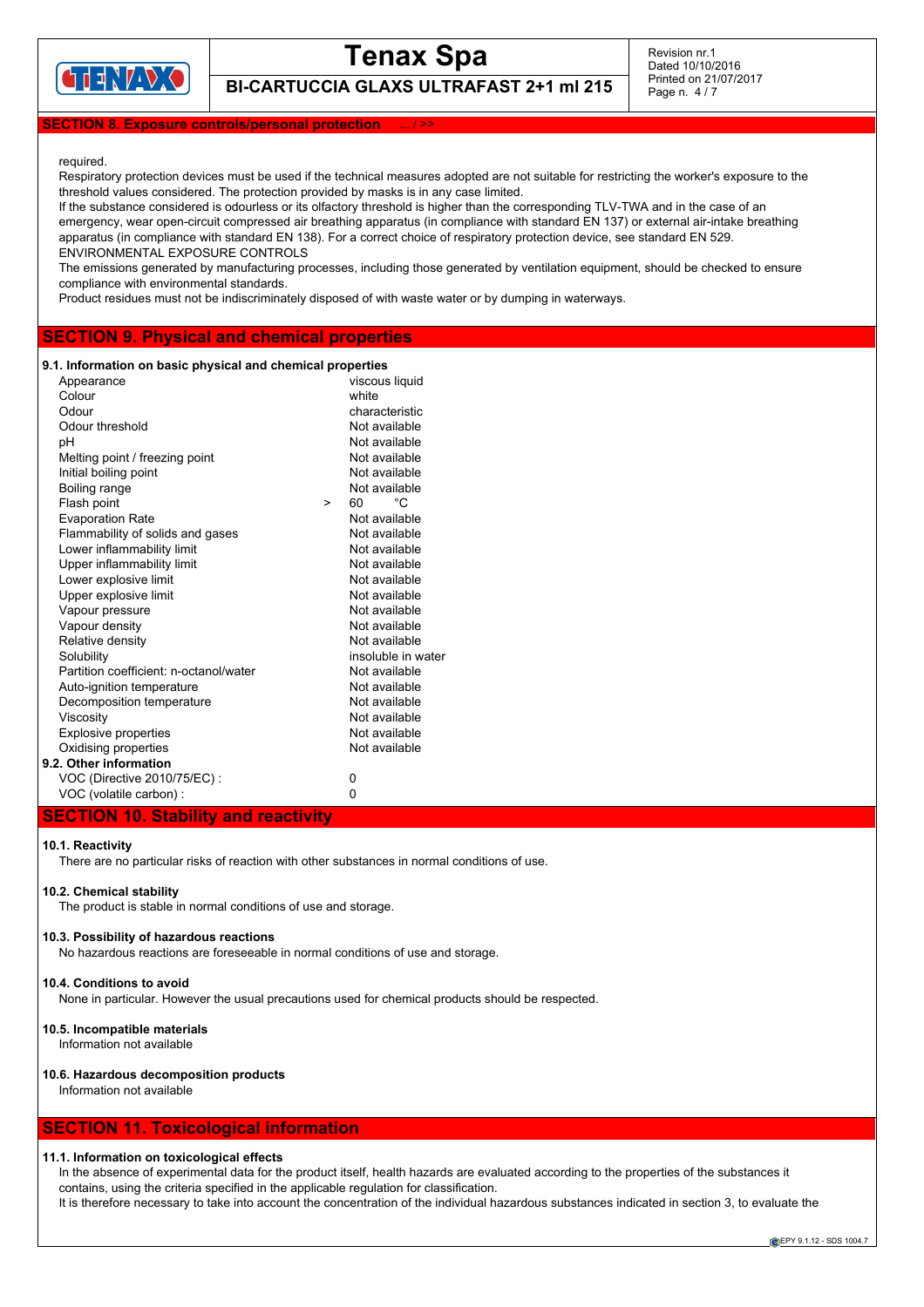## SECTION 8. Exposure controls/personal protection ... / >>

required.
Respiratory protection devices must be used if the technical measures adopted are not suitable for restricting the worker's exposure to the threshold values considered. The protection provided by masks is in any case limited.
If the substance considered is odourless or its olfactory threshold is higher than the corresponding TLV-TWA and in the case of an emergency, wear open-circuit compressed air breathing apparatus (in compliance with standard EN 137) or external air-intake breathing apparatus (in compliance with standard EN 138). For a correct choice of respiratory protection device, see standard EN 529.
ENVIRONMENTAL EXPOSURE CONTROLS
The emissions generated by manufacturing processes, including those generated by ventilation equipment, should be checked to ensure compliance with environmental standards.
Product residues must not be indiscriminately disposed of with waste water or by dumping in waterways.

## SECTION 9. Physical and chemical properties

**9.1. Information on basic physical and chemical properties**

| Property | Value |
|---|---|
| Appearance | viscous liquid |
| Colour | white |
| Odour | characteristic |
| Odour threshold | Not available |
| pH | Not available |
| Melting point / freezing point | Not available |
| Initial boiling point | Not available |
| Boiling range | Not available |
| Flash point | > 60 °C |
| Evaporation Rate | Not available |
| Flammability of solids and gases | Not available |
| Lower inflammability limit | Not available |
| Upper inflammability limit | Not available |
| Lower explosive limit | Not available |
| Upper explosive limit | Not available |
| Vapour pressure | Not available |
| Vapour density | Not available |
| Relative density | Not available |
| Solubility | insoluble in water |
| Partition coefficient: n-octanol/water | Not available |
| Auto-ignition temperature | Not available |
| Decomposition temperature | Not available |
| Viscosity | Not available |
| Explosive properties | Not available |
| Oxidising properties | Not available |

**9.2. Other information**

| | |
|---|---|
| VOC (Directive 2010/75/EC) : | 0 |
| VOC (volatile carbon) : | 0 |

## SECTION 10. Stability and reactivity

**10.1. Reactivity**
There are no particular risks of reaction with other substances in normal conditions of use.

**10.2. Chemical stability**
The product is stable in normal conditions of use and storage.

**10.3. Possibility of hazardous reactions**
No hazardous reactions are foreseeable in normal conditions of use and storage.

**10.4. Conditions to avoid**
None in particular. However the usual precautions used for chemical products should be respected.

**10.5. Incompatible materials**
Information not available

**10.6. Hazardous decomposition products**
Information not available

## SECTION 11. Toxicological information

**11.1. Information on toxicological effects**
In the absence of experimental data for the product itself, health hazards are evaluated according to the properties of the substances it contains, using the criteria specified in the applicable regulation for classification.
It is therefore necessary to take into account the concentration of the individual hazardous substances indicated in section 3, to evaluate the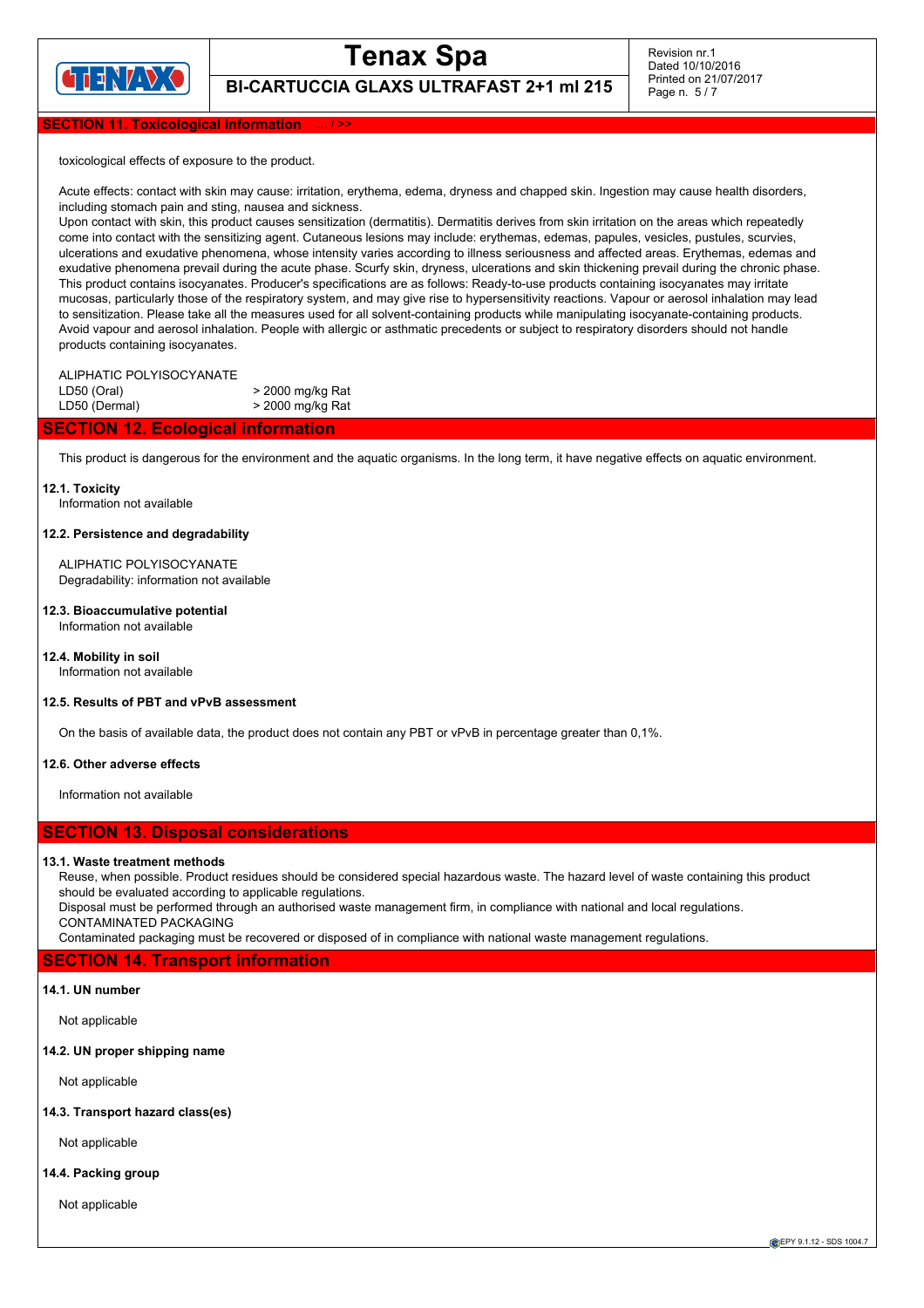## SECTION 11. Toxicological information ... / >>

toxicological effects of exposure to the product.

Acute effects: contact with skin may cause: irritation, erythema, edema, dryness and chapped skin. Ingestion may cause health disorders, including stomach pain and sting, nausea and sickness.
Upon contact with skin, this product causes sensitization (dermatitis). Dermatitis derives from skin irritation on the areas which repeatedly come into contact with the sensitizing agent. Cutaneous lesions may include: erythemas, edemas, papules, vesicles, pustules, scurvies, ulcerations and exudative phenomena, whose intensity varies according to illness seriousness and affected areas. Erythemas, edemas and exudative phenomena prevail during the acute phase. Scurfy skin, dryness, ulcerations and skin thickening prevail during the chronic phase.
This product contains isocyanates. Producer's specifications are as follows: Ready-to-use products containing isocyanates may irritate mucosas, particularly those of the respiratory system, and may give rise to hypersensitivity reactions. Vapour or aerosol inhalation may lead to sensitization. Please take all the measures used for all solvent-containing products while manipulating isocyanate-containing products. Avoid vapour and aerosol inhalation. People with allergic or asthmatic precedents or subject to respiratory disorders should not handle products containing isocyanates.

ALIPHATIC POLYISOCYANATE

| | |
|---|---|
| LD50 (Oral) | > 2000 mg/kg Rat |
| LD50 (Dermal) | > 2000 mg/kg Rat |

## SECTION 12. Ecological information

This product is dangerous for the environment and the aquatic organisms. In the long term, it have negative effects on aquatic environment.

**12.1. Toxicity**
Information not available

**12.2. Persistence and degradability**

ALIPHATIC POLYISOCYANATE
Degradability: information not available

**12.3. Bioaccumulative potential**
Information not available

**12.4. Mobility in soil**
Information not available

**12.5. Results of PBT and vPvB assessment**

On the basis of available data, the product does not contain any PBT or vPvB in percentage greater than 0,1%.

**12.6. Other adverse effects**

Information not available

## SECTION 13. Disposal considerations

**13.1. Waste treatment methods**
Reuse, when possible. Product residues should be considered special hazardous waste. The hazard level of waste containing this product should be evaluated according to applicable regulations.
Disposal must be performed through an authorised waste management firm, in compliance with national and local regulations.
CONTAMINATED PACKAGING
Contaminated packaging must be recovered or disposed of in compliance with national waste management regulations.

## SECTION 14. Transport information

**14.1. UN number**

Not applicable

**14.2. UN proper shipping name**

Not applicable

**14.3. Transport hazard class(es)**

Not applicable

**14.4. Packing group**

Not applicable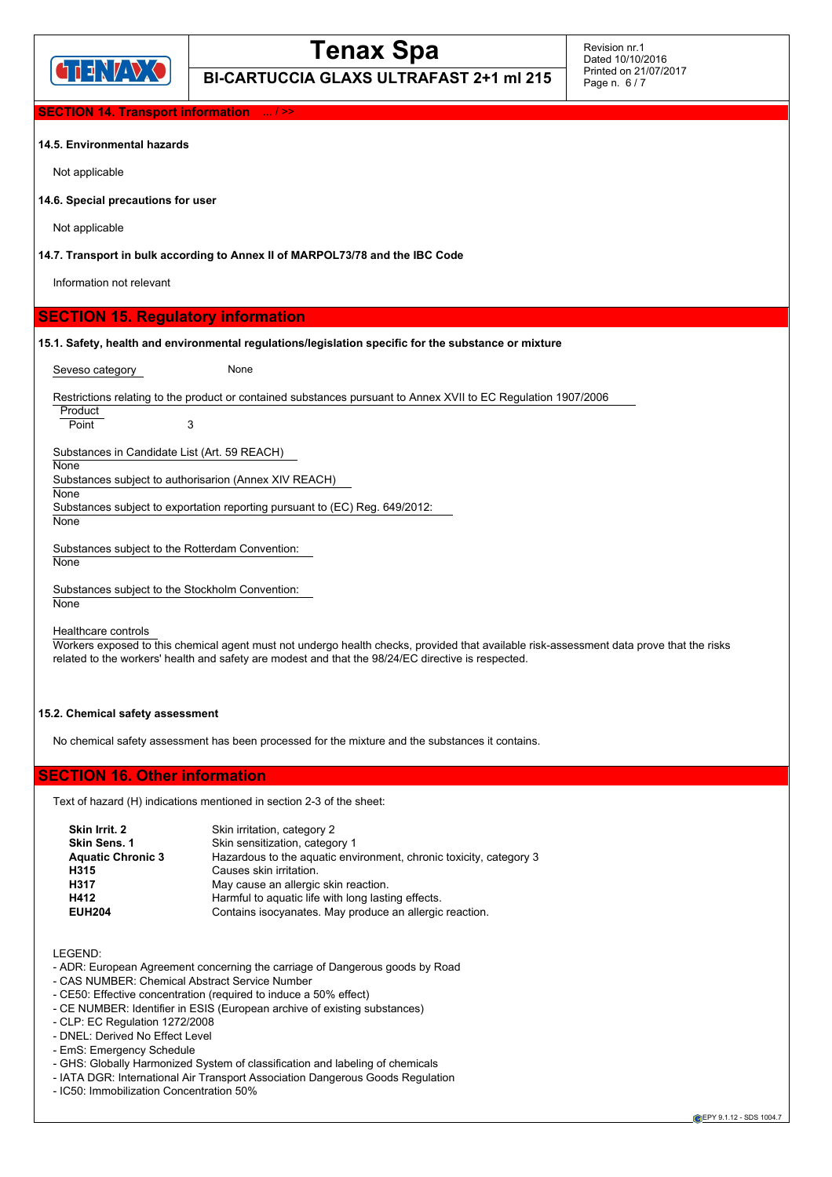## SECTION 14. Transport information ... / >>

**14.5. Environmental hazards**

Not applicable

**14.6. Special precautions for user**

Not applicable

**14.7. Transport in bulk according to Annex II of MARPOL73/78 and the IBC Code**

Information not relevant

## SECTION 15. Regulatory information

**15.1. Safety, health and environmental regulations/legislation specific for the substance or mixture**

Seveso category None

Restrictions relating to the product or contained substances pursuant to Annex XVII to EC Regulation 1907/2006

| Product | |
|---|---|
| Point | 3 |

Substances in Candidate List (Art. 59 REACH)
None

Substances subject to authorisarion (Annex XIV REACH)
None

Substances subject to exportation reporting pursuant to (EC) Reg. 649/2012:
None

Substances subject to the Rotterdam Convention:
None

Substances subject to the Stockholm Convention:
None

Healthcare controls
Workers exposed to this chemical agent must not undergo health checks, provided that available risk-assessment data prove that the risks related to the workers' health and safety are modest and that the 98/24/EC directive is respected.

**15.2. Chemical safety assessment**

No chemical safety assessment has been processed for the mixture and the substances it contains.

## SECTION 16. Other information

Text of hazard (H) indications mentioned in section 2-3 of the sheet:

| | |
|---|---|
| **Skin Irrit. 2** | Skin irritation, category 2 |
| **Skin Sens. 1** | Skin sensitization, category 1 |
| **Aquatic Chronic 3** | Hazardous to the aquatic environment, chronic toxicity, category 3 |
| **H315** | Causes skin irritation. |
| **H317** | May cause an allergic skin reaction. |
| **H412** | Harmful to aquatic life with long lasting effects. |
| **EUH204** | Contains isocyanates. May produce an allergic reaction. |

LEGEND:
- ADR: European Agreement concerning the carriage of Dangerous goods by Road
- CAS NUMBER: Chemical Abstract Service Number
- CE50: Effective concentration (required to induce a 50% effect)
- CE NUMBER: Identifier in ESIS (European archive of existing substances)
- CLP: EC Regulation 1272/2008
- DNEL: Derived No Effect Level
- EmS: Emergency Schedule
- GHS: Globally Harmonized System of classification and labeling of chemicals
- IATA DGR: International Air Transport Association Dangerous Goods Regulation
- IC50: Immobilization Concentration 50%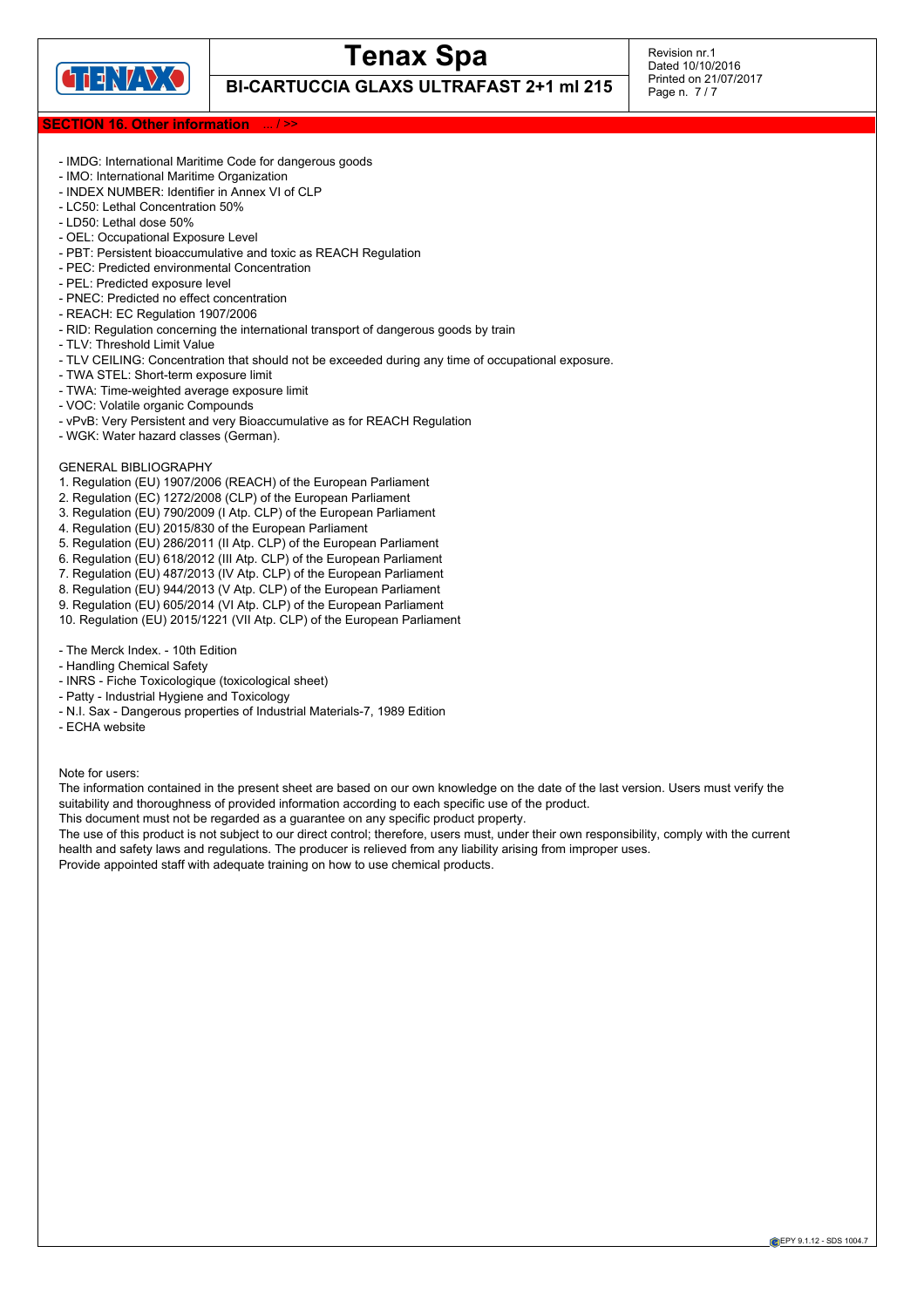## SECTION 16. Other information ... / >>

- IMDG: International Maritime Code for dangerous goods
- IMO: International Maritime Organization
- INDEX NUMBER: Identifier in Annex VI of CLP
- LC50: Lethal Concentration 50%
- LD50: Lethal dose 50%
- OEL: Occupational Exposure Level
- PBT: Persistent bioaccumulative and toxic as REACH Regulation
- PEC: Predicted environmental Concentration
- PEL: Predicted exposure level
- PNEC: Predicted no effect concentration
- REACH: EC Regulation 1907/2006
- RID: Regulation concerning the international transport of dangerous goods by train
- TLV: Threshold Limit Value
- TLV CEILING: Concentration that should not be exceeded during any time of occupational exposure.
- TWA STEL: Short-term exposure limit
- TWA: Time-weighted average exposure limit
- VOC: Volatile organic Compounds
- vPvB: Very Persistent and very Bioaccumulative as for REACH Regulation
- WGK: Water hazard classes (German).

GENERAL BIBLIOGRAPHY

1. Regulation (EU) 1907/2006 (REACH) of the European Parliament
2. Regulation (EC) 1272/2008 (CLP) of the European Parliament
3. Regulation (EU) 790/2009 (I Atp. CLP) of the European Parliament
4. Regulation (EU) 2015/830 of the European Parliament
5. Regulation (EU) 286/2011 (II Atp. CLP) of the European Parliament
6. Regulation (EU) 618/2012 (III Atp. CLP) of the European Parliament
7. Regulation (EU) 487/2013 (IV Atp. CLP) of the European Parliament
8. Regulation (EU) 944/2013 (V Atp. CLP) of the European Parliament
9. Regulation (EU) 605/2014 (VI Atp. CLP) of the European Parliament
10. Regulation (EU) 2015/1221 (VII Atp. CLP) of the European Parliament

- The Merck Index. - 10th Edition
- Handling Chemical Safety
- INRS - Fiche Toxicologique (toxicological sheet)
- Patty - Industrial Hygiene and Toxicology
- N.I. Sax - Dangerous properties of Industrial Materials-7, 1989 Edition
- ECHA website

Note for users:
The information contained in the present sheet are based on our own knowledge on the date of the last version. Users must verify the suitability and thoroughness of provided information according to each specific use of the product.
This document must not be regarded as a guarantee on any specific product property.
The use of this product is not subject to our direct control; therefore, users must, under their own responsibility, comply with the current health and safety laws and regulations. The producer is relieved from any liability arising from improper uses.
Provide appointed staff with adequate training on how to use chemical products.